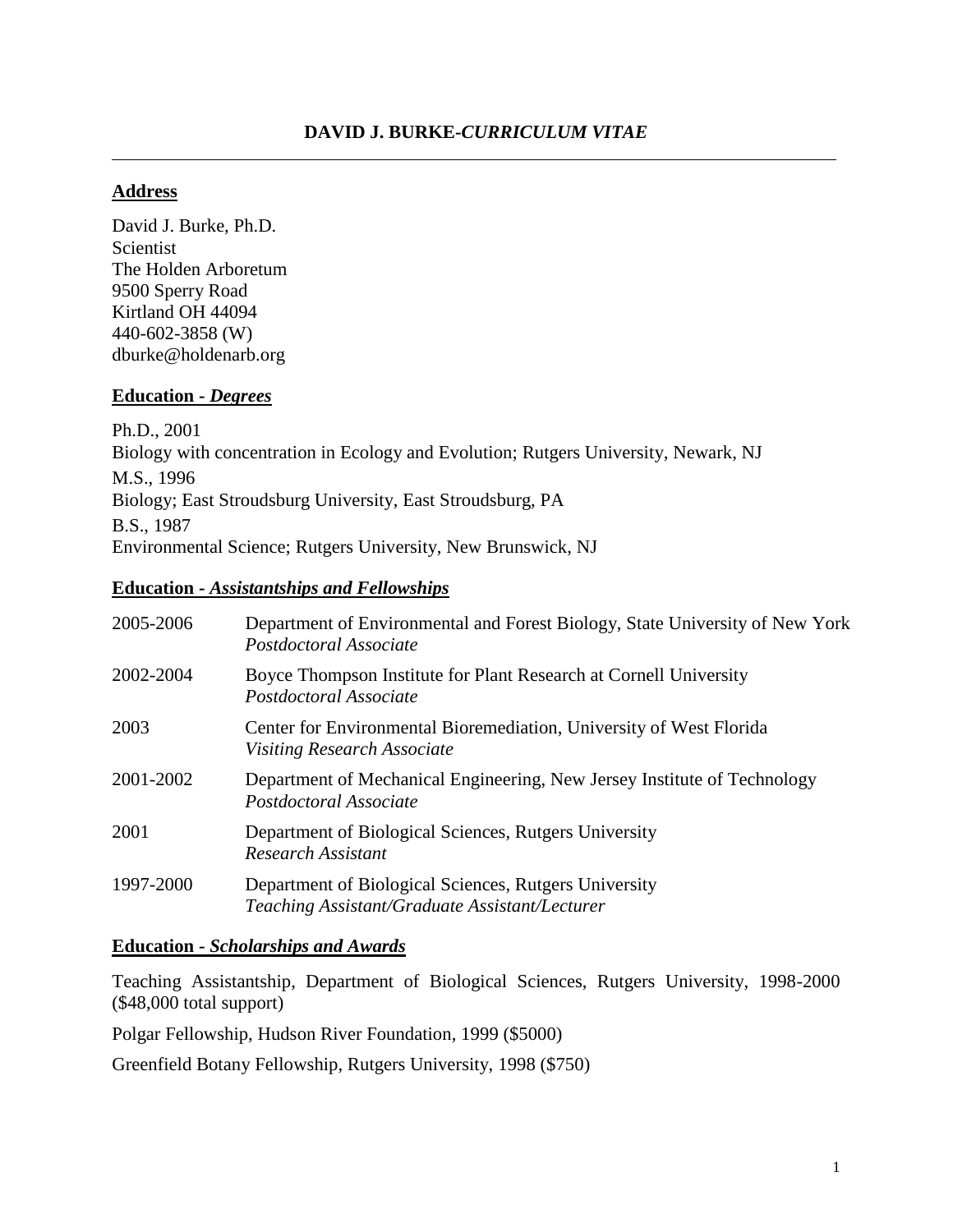# DAVID J. BURKE-*CURRICULUM VITAE*

## Address

David J. Burke, Ph.D.
Scientist
The Holden Arboretum
9500 Sperry Road
Kirtland OH 44094
440-602-3858 (W)
dburke@holdenarb.org

## Education - *Degrees*

Ph.D., 2001
Biology with concentration in Ecology and Evolution; Rutgers University, Newark, NJ

M.S., 1996
Biology; East Stroudsburg University, East Stroudsburg, PA

B.S., 1987
Environmental Science; Rutgers University, New Brunswick, NJ

## Education - *Assistantships and Fellowships*

| | |
|---|---|
| 2005-2006 | Department of Environmental and Forest Biology, State University of New York<br>*Postdoctoral Associate* |
| 2002-2004 | Boyce Thompson Institute for Plant Research at Cornell University<br>*Postdoctoral Associate* |
| 2003 | Center for Environmental Bioremediation, University of West Florida<br>*Visiting Research Associate* |
| 2001-2002 | Department of Mechanical Engineering, New Jersey Institute of Technology<br>*Postdoctoral Associate* |
| 2001 | Department of Biological Sciences, Rutgers University<br>*Research Assistant* |
| 1997-2000 | Department of Biological Sciences, Rutgers University<br>*Teaching Assistant/Graduate Assistant/Lecturer* |

## Education - *Scholarships and Awards*

Teaching Assistantship, Department of Biological Sciences, Rutgers University, 1998-2000 ($48,000 total support)

Polgar Fellowship, Hudson River Foundation, 1999 ($5000)

Greenfield Botany Fellowship, Rutgers University, 1998 ($750)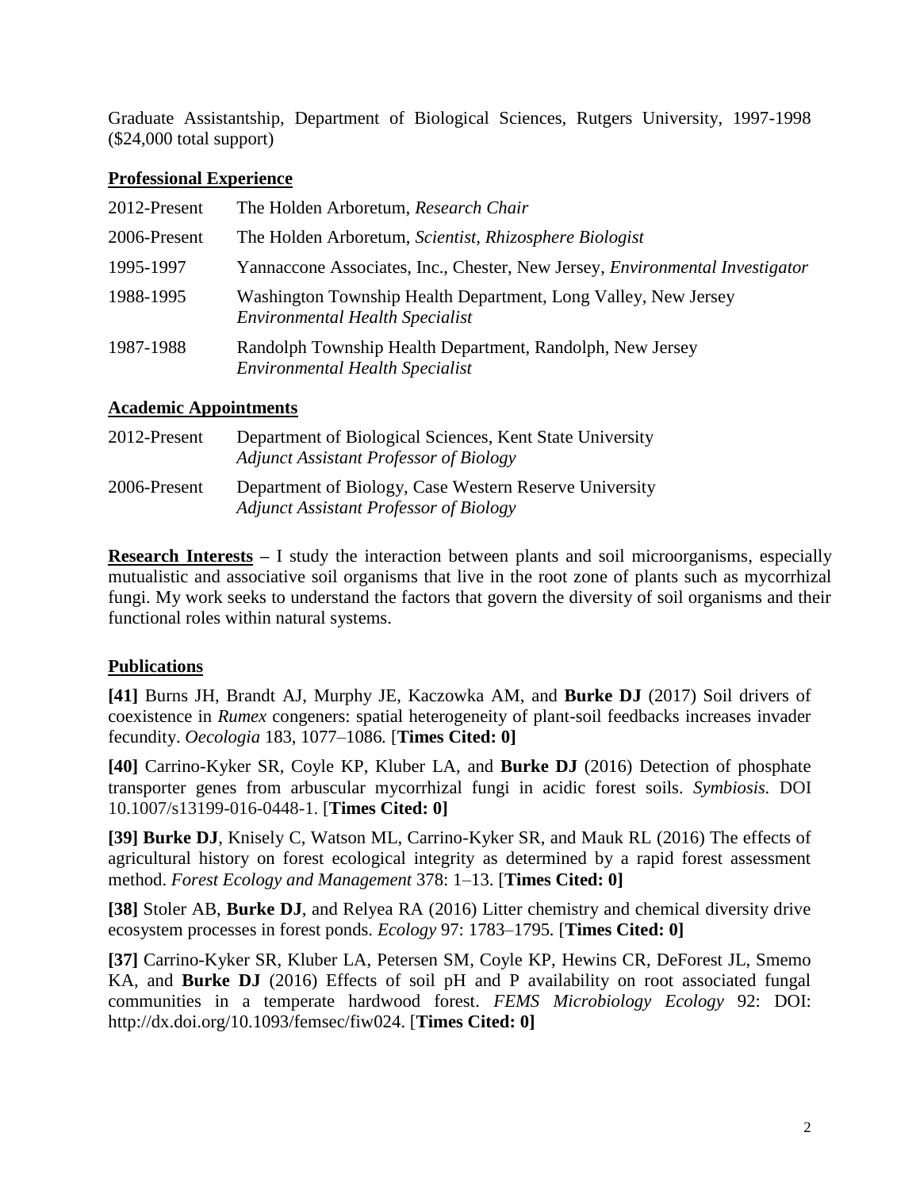Graduate Assistantship, Department of Biological Sciences, Rutgers University, 1997-1998 ($24,000 total support)

## **Professional Experience**

| | |
|---|---|
| 2012-Present | The Holden Arboretum, *Research Chair* |
| 2006-Present | The Holden Arboretum, *Scientist, Rhizosphere Biologist* |
| 1995-1997 | Yannaccone Associates, Inc., Chester, New Jersey, *Environmental Investigator* |
| 1988-1995 | Washington Township Health Department, Long Valley, New Jersey *Environmental Health Specialist* |
| 1987-1988 | Randolph Township Health Department, Randolph, New Jersey *Environmental Health Specialist* |

## **Academic Appointments**

| | |
|---|---|
| 2012-Present | Department of Biological Sciences, Kent State University *Adjunct Assistant Professor of Biology* |
| 2006-Present | Department of Biology, Case Western Reserve University *Adjunct Assistant Professor of Biology* |

**Research Interests** – I study the interaction between plants and soil microorganisms, especially mutualistic and associative soil organisms that live in the root zone of plants such as mycorrhizal fungi. My work seeks to understand the factors that govern the diversity of soil organisms and their functional roles within natural systems.

## **Publications**

**[41]** Burns JH, Brandt AJ, Murphy JE, Kaczowka AM, and **Burke DJ** (2017) Soil drivers of coexistence in *Rumex* congeners: spatial heterogeneity of plant-soil feedbacks increases invader fecundity. *Oecologia* 183, 1077–1086. [**Times Cited: 0]**

**[40]** Carrino-Kyker SR, Coyle KP, Kluber LA, and **Burke DJ** (2016) Detection of phosphate transporter genes from arbuscular mycorrhizal fungi in acidic forest soils. *Symbiosis.* DOI 10.1007/s13199-016-0448-1. [**Times Cited: 0]**

**[39] Burke DJ**, Knisely C, Watson ML, Carrino-Kyker SR, and Mauk RL (2016) The effects of agricultural history on forest ecological integrity as determined by a rapid forest assessment method. *Forest Ecology and Management* 378: 1–13. [**Times Cited: 0]**

**[38]** Stoler AB, **Burke DJ**, and Relyea RA (2016) Litter chemistry and chemical diversity drive ecosystem processes in forest ponds. *Ecology* 97: 1783–1795. [**Times Cited: 0]**

**[37]** Carrino-Kyker SR, Kluber LA, Petersen SM, Coyle KP, Hewins CR, DeForest JL, Smemo KA, and **Burke DJ** (2016) Effects of soil pH and P availability on root associated fungal communities in a temperate hardwood forest. *FEMS Microbiology Ecology* 92: DOI: http://dx.doi.org/10.1093/femsec/fiw024. [**Times Cited: 0]**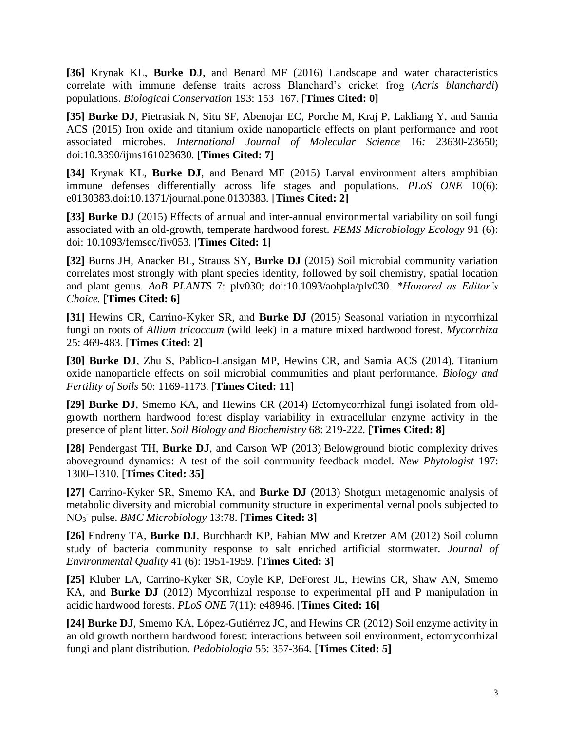**[36]** Krynak KL, **Burke DJ**, and Benard MF (2016) Landscape and water characteristics correlate with immune defense traits across Blanchard's cricket frog (*Acris blanchardi*) populations. *Biological Conservation* 193: 153–167. [**Times Cited: 0]**

**[35] Burke DJ**, Pietrasiak N, Situ SF, Abenojar EC, Porche M, Kraj P, Lakliang Y, and Samia ACS (2015) Iron oxide and titanium oxide nanoparticle effects on plant performance and root associated microbes. *International Journal of Molecular Science* 16*:* 23630-23650; doi:10.3390/ijms161023630. [**Times Cited: 7]**

**[34]** Krynak KL, **Burke DJ**, and Benard MF (2015) Larval environment alters amphibian immune defenses differentially across life stages and populations. *PLoS ONE* 10(6): e0130383.doi:10.1371/journal.pone.0130383*.* [**Times Cited: 2]**

**[33] Burke DJ** (2015) Effects of annual and inter-annual environmental variability on soil fungi associated with an old-growth, temperate hardwood forest. *FEMS Microbiology Ecology* 91 (6): doi: 10.1093/femsec/fiv053*.* [**Times Cited: 1]**

**[32]** Burns JH, Anacker BL, Strauss SY, **Burke DJ** (2015) Soil microbial community variation correlates most strongly with plant species identity, followed by soil chemistry, spatial location and plant genus. *AoB PLANTS* 7: plv030; doi:10.1093/aobpla/plv030*. \*Honored as Editor's Choice.* [**Times Cited: 6]**

**[31]** Hewins CR, Carrino-Kyker SR, and **Burke DJ** (2015) Seasonal variation in mycorrhizal fungi on roots of *Allium tricoccum* (wild leek) in a mature mixed hardwood forest. *Mycorrhiza* 25: 469-483. [**Times Cited: 2]**

**[30] Burke DJ**, Zhu S, Pablico-Lansigan MP, Hewins CR, and Samia ACS (2014). Titanium oxide nanoparticle effects on soil microbial communities and plant performance. *Biology and Fertility of Soils* 50: 1169-1173*.* [**Times Cited: 11]**

**[29] Burke DJ**, Smemo KA, and Hewins CR (2014) Ectomycorrhizal fungi isolated from old-growth northern hardwood forest display variability in extracellular enzyme activity in the presence of plant litter. *Soil Biology and Biochemistry* 68: 219-222*.* [**Times Cited: 8]**

**[28]** Pendergast TH, **Burke DJ**, and Carson WP (2013) Belowground biotic complexity drives aboveground dynamics: A test of the soil community feedback model. *New Phytologist* 197: 1300–1310. [**Times Cited: 35]**

**[27]** Carrino-Kyker SR, Smemo KA, and **Burke DJ** (2013) Shotgun metagenomic analysis of metabolic diversity and microbial community structure in experimental vernal pools subjected to $NO_3^-$ pulse. *BMC Microbiology* 13:78. [**Times Cited: 3]**

**[26]** Endreny TA, **Burke DJ**, Burchhardt KP, Fabian MW and Kretzer AM (2012) Soil column study of bacteria community response to salt enriched artificial stormwater. *Journal of Environmental Quality* 41 (6): 1951-1959. [**Times Cited: 3]**

**[25]** Kluber LA, Carrino-Kyker SR, Coyle KP, DeForest JL, Hewins CR, Shaw AN, Smemo KA, and **Burke DJ** (2012) Mycorrhizal response to experimental pH and P manipulation in acidic hardwood forests. *PLoS ONE* 7(11): e48946. [**Times Cited: 16]**

**[24] Burke DJ**, Smemo KA, López-Gutiérrez JC, and Hewins CR (2012) Soil enzyme activity in an old growth northern hardwood forest: interactions between soil environment, ectomycorrhizal fungi and plant distribution. *Pedobiologia* 55: 357-364*.* [**Times Cited: 5]**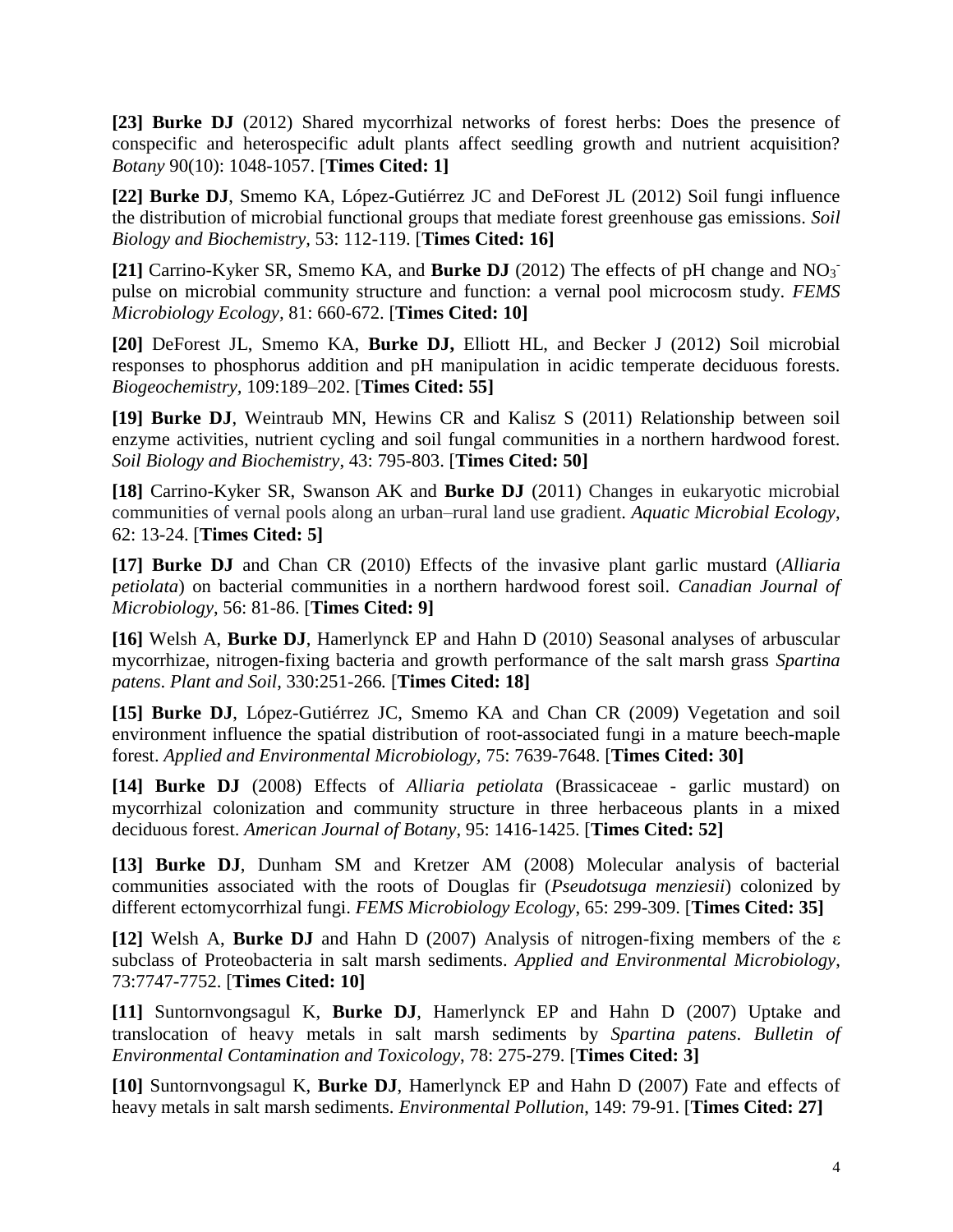**[23] Burke DJ** (2012) Shared mycorrhizal networks of forest herbs: Does the presence of conspecific and heterospecific adult plants affect seedling growth and nutrient acquisition? *Botany* 90(10): 1048-1057. [**Times Cited: 1]**

**[22] Burke DJ**, Smemo KA, López-Gutiérrez JC and DeForest JL (2012) Soil fungi influence the distribution of microbial functional groups that mediate forest greenhouse gas emissions. *Soil Biology and Biochemistry,* 53: 112-119. [**Times Cited: 16]**

**[21]** Carrino-Kyker SR, Smemo KA, and **Burke DJ** (2012) The effects of pH change and $NO_3^-$ pulse on microbial community structure and function: a vernal pool microcosm study. *FEMS Microbiology Ecology,* 81: 660-672. [**Times Cited: 10]**

**[20]** DeForest JL, Smemo KA, **Burke DJ,** Elliott HL, and Becker J (2012) Soil microbial responses to phosphorus addition and pH manipulation in acidic temperate deciduous forests. *Biogeochemistry*, 109:189–202. [**Times Cited: 55]**

**[19] Burke DJ**, Weintraub MN, Hewins CR and Kalisz S (2011) Relationship between soil enzyme activities, nutrient cycling and soil fungal communities in a northern hardwood forest. *Soil Biology and Biochemistry*, 43: 795-803. [**Times Cited: 50]**

**[18]** Carrino-Kyker SR, Swanson AK and **Burke DJ** (2011) Changes in eukaryotic microbial communities of vernal pools along an urban–rural land use gradient. *Aquatic Microbial Ecology*, 62: 13-24. [**Times Cited: 5]**

**[17] Burke DJ** and Chan CR (2010) Effects of the invasive plant garlic mustard (*Alliaria petiolata*) on bacterial communities in a northern hardwood forest soil. *Canadian Journal of Microbiology*, 56: 81-86. [**Times Cited: 9]**

**[16]** Welsh A, **Burke DJ**, Hamerlynck EP and Hahn D (2010) Seasonal analyses of arbuscular mycorrhizae, nitrogen-fixing bacteria and growth performance of the salt marsh grass *Spartina patens*. *Plant and Soil*, 330:251-266. [**Times Cited: 18]**

**[15] Burke DJ**, López-Gutiérrez JC, Smemo KA and Chan CR (2009) Vegetation and soil environment influence the spatial distribution of root-associated fungi in a mature beech-maple forest. *Applied and Environmental Microbiology,* 75: 7639-7648. [**Times Cited: 30]**

**[14] Burke DJ** (2008) Effects of *Alliaria petiolata* (Brassicaceae - garlic mustard) on mycorrhizal colonization and community structure in three herbaceous plants in a mixed deciduous forest. *American Journal of Botany*, 95: 1416-1425. [**Times Cited: 52]**

**[13] Burke DJ**, Dunham SM and Kretzer AM (2008) Molecular analysis of bacterial communities associated with the roots of Douglas fir (*Pseudotsuga menziesii*) colonized by different ectomycorrhizal fungi. *FEMS Microbiology Ecology*, 65: 299-309. [**Times Cited: 35]**

**[12]** Welsh A, **Burke DJ** and Hahn D (2007) Analysis of nitrogen-fixing members of the $\varepsilon$ subclass of Proteobacteria in salt marsh sediments. *Applied and Environmental Microbiology*, 73:7747-7752. [**Times Cited: 10]**

**[11]** Suntornvongsagul K, **Burke DJ**, Hamerlynck EP and Hahn D (2007) Uptake and translocation of heavy metals in salt marsh sediments by *Spartina patens*. *Bulletin of Environmental Contamination and Toxicology*, 78: 275-279. [**Times Cited: 3]**

**[10]** Suntornvongsagul K, **Burke DJ**, Hamerlynck EP and Hahn D (2007) Fate and effects of heavy metals in salt marsh sediments. *Environmental Pollution*, 149: 79-91. [**Times Cited: 27]**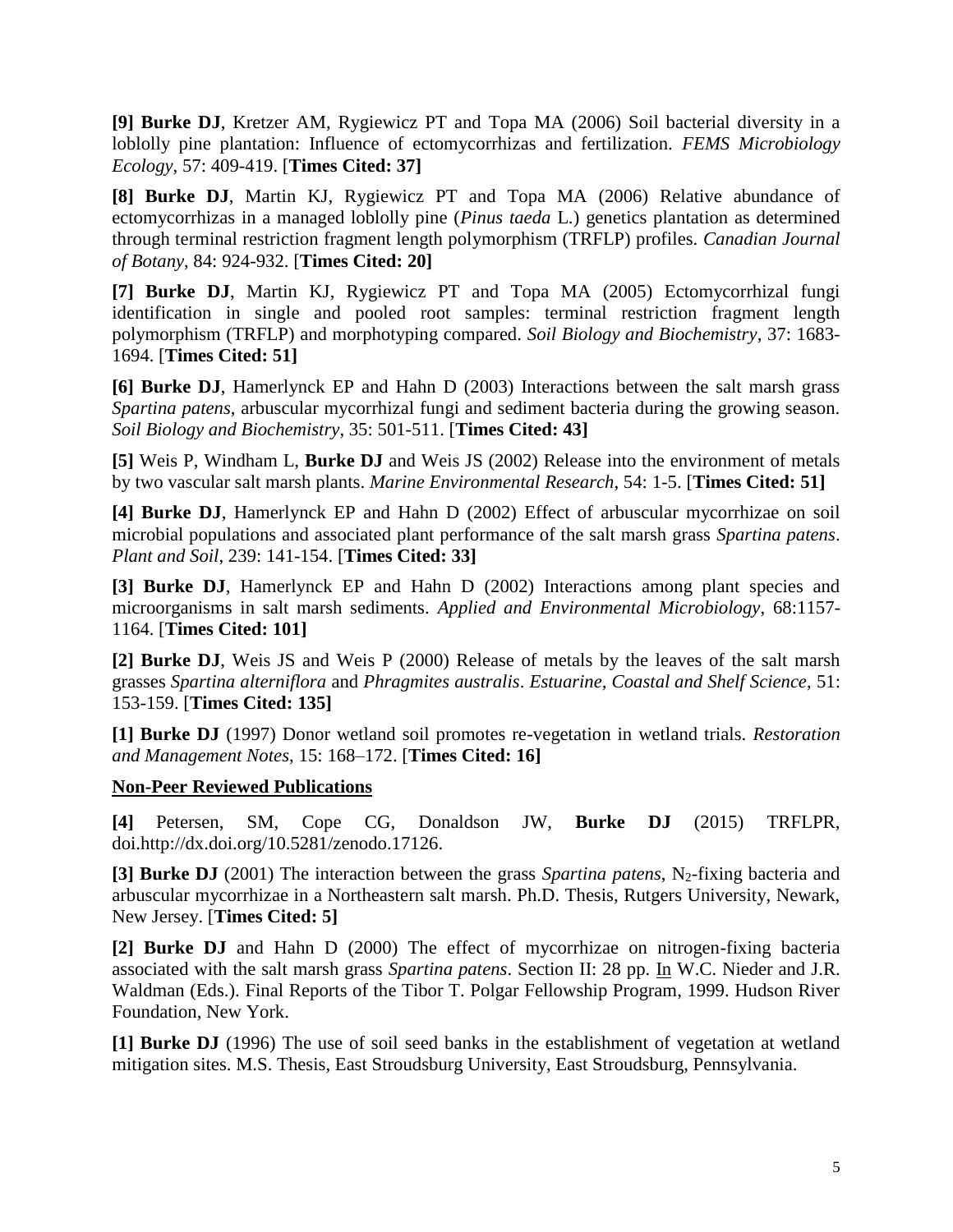**[9] Burke DJ**, Kretzer AM, Rygiewicz PT and Topa MA (2006) Soil bacterial diversity in a loblolly pine plantation: Influence of ectomycorrhizas and fertilization. *FEMS Microbiology Ecology*, 57: 409-419. [**Times Cited: 37]**

**[8] Burke DJ**, Martin KJ, Rygiewicz PT and Topa MA (2006) Relative abundance of ectomycorrhizas in a managed loblolly pine (*Pinus taeda* L.) genetics plantation as determined through terminal restriction fragment length polymorphism (TRFLP) profiles. *Canadian Journal of Botany*, 84: 924-932. [**Times Cited: 20]**

**[7] Burke DJ**, Martin KJ, Rygiewicz PT and Topa MA (2005) Ectomycorrhizal fungi identification in single and pooled root samples: terminal restriction fragment length polymorphism (TRFLP) and morphotyping compared. *Soil Biology and Biochemistry*, 37: 1683-1694. [**Times Cited: 51]**

**[6] Burke DJ**, Hamerlynck EP and Hahn D (2003) Interactions between the salt marsh grass *Spartina patens*, arbuscular mycorrhizal fungi and sediment bacteria during the growing season. *Soil Biology and Biochemistry*, 35: 501-511. [**Times Cited: 43]**

**[5]** Weis P, Windham L, **Burke DJ** and Weis JS (2002) Release into the environment of metals by two vascular salt marsh plants. *Marine Environmental Research*, 54: 1-5. [**Times Cited: 51]**

**[4] Burke DJ**, Hamerlynck EP and Hahn D (2002) Effect of arbuscular mycorrhizae on soil microbial populations and associated plant performance of the salt marsh grass *Spartina patens*. *Plant and Soil*, 239: 141-154. [**Times Cited: 33]**

**[3] Burke DJ**, Hamerlynck EP and Hahn D (2002) Interactions among plant species and microorganisms in salt marsh sediments. *Applied and Environmental Microbiology*, 68:1157-1164. [**Times Cited: 101]**

**[2] Burke DJ**, Weis JS and Weis P (2000) Release of metals by the leaves of the salt marsh grasses *Spartina alterniflora* and *Phragmites australis*. *Estuarine, Coastal and Shelf Science*, 51: 153-159. [**Times Cited: 135]**

**[1] Burke DJ** (1997) Donor wetland soil promotes re-vegetation in wetland trials. *Restoration and Management Notes*, 15: 168–172. [**Times Cited: 16]**

## Non-Peer Reviewed Publications

**[4]** Petersen, SM, Cope CG, Donaldson JW, **Burke DJ** (2015) TRFLPR, doi.http://dx.doi.org/10.5281/zenodo.17126.

**[3] Burke DJ** (2001) The interaction between the grass *Spartina patens*, $N_2$-fixing bacteria and arbuscular mycorrhizae in a Northeastern salt marsh. Ph.D. Thesis, Rutgers University, Newark, New Jersey. [**Times Cited: 5]**

**[2] Burke DJ** and Hahn D (2000) The effect of mycorrhizae on nitrogen-fixing bacteria associated with the salt marsh grass *Spartina patens*. Section II: 28 pp. In W.C. Nieder and J.R. Waldman (Eds.). Final Reports of the Tibor T. Polgar Fellowship Program, 1999. Hudson River Foundation, New York.

**[1] Burke DJ** (1996) The use of soil seed banks in the establishment of vegetation at wetland mitigation sites. M.S. Thesis, East Stroudsburg University, East Stroudsburg, Pennsylvania.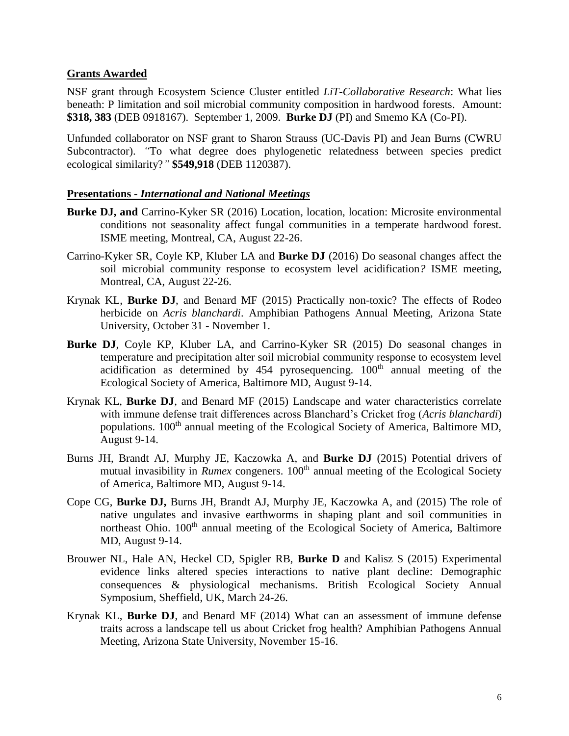## Grants Awarded

NSF grant through Ecosystem Science Cluster entitled *LiT-Collaborative Research*: What lies beneath: P limitation and soil microbial community composition in hardwood forests. Amount: **\$318, 383** (DEB 0918167). September 1, 2009. **Burke DJ** (PI) and Smemo KA (Co-PI).

Unfunded collaborator on NSF grant to Sharon Strauss (UC-Davis PI) and Jean Burns (CWRU Subcontractor). *"*To what degree does phylogenetic relatedness between species predict ecological similarity?*"* **\$549,918** (DEB 1120387).

## Presentations - *International and National Meetings*

**Burke DJ, and** Carrino-Kyker SR (2016) Location, location, location: Microsite environmental conditions not seasonality affect fungal communities in a temperate hardwood forest. ISME meeting, Montreal, CA, August 22-26.

Carrino-Kyker SR, Coyle KP, Kluber LA and **Burke DJ** (2016) Do seasonal changes affect the soil microbial community response to ecosystem level acidification*?* ISME meeting, Montreal, CA, August 22-26.

Krynak KL, **Burke DJ**, and Benard MF (2015) Practically non-toxic? The effects of Rodeo herbicide on *Acris blanchardi*. Amphibian Pathogens Annual Meeting, Arizona State University, October 31 - November 1.

**Burke DJ**, Coyle KP, Kluber LA, and Carrino-Kyker SR (2015) Do seasonal changes in temperature and precipitation alter soil microbial community response to ecosystem level acidification as determined by 454 pyrosequencing. 100th annual meeting of the Ecological Society of America, Baltimore MD, August 9-14.

Krynak KL, **Burke DJ**, and Benard MF (2015) Landscape and water characteristics correlate with immune defense trait differences across Blanchard's Cricket frog (*Acris blanchardi*) populations. 100th annual meeting of the Ecological Society of America, Baltimore MD, August 9-14.

Burns JH, Brandt AJ, Murphy JE, Kaczowka A, and **Burke DJ** (2015) Potential drivers of mutual invasibility in *Rumex* congeners. 100th annual meeting of the Ecological Society of America, Baltimore MD, August 9-14.

Cope CG, **Burke DJ,** Burns JH, Brandt AJ, Murphy JE, Kaczowka A, and (2015) The role of native ungulates and invasive earthworms in shaping plant and soil communities in northeast Ohio. 100th annual meeting of the Ecological Society of America, Baltimore MD, August 9-14.

Brouwer NL, Hale AN, Heckel CD, Spigler RB, **Burke D** and Kalisz S (2015) Experimental evidence links altered species interactions to native plant decline: Demographic consequences & physiological mechanisms. British Ecological Society Annual Symposium, Sheffield, UK, March 24-26.

Krynak KL, **Burke DJ**, and Benard MF (2014) What can an assessment of immune defense traits across a landscape tell us about Cricket frog health? Amphibian Pathogens Annual Meeting, Arizona State University, November 15-16.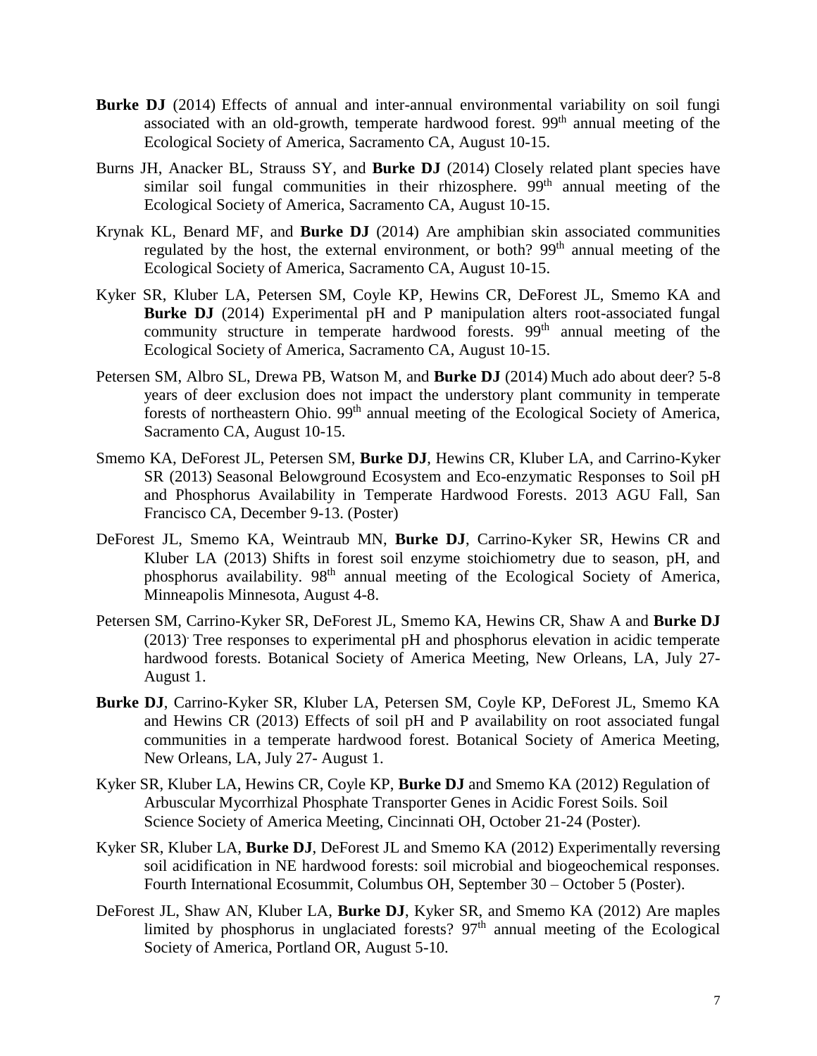**Burke DJ** (2014) Effects of annual and inter-annual environmental variability on soil fungi associated with an old-growth, temperate hardwood forest. 99th annual meeting of the Ecological Society of America, Sacramento CA, August 10-15.

Burns JH, Anacker BL, Strauss SY, and **Burke DJ** (2014) Closely related plant species have similar soil fungal communities in their rhizosphere. 99th annual meeting of the Ecological Society of America, Sacramento CA, August 10-15.

Krynak KL, Benard MF, and **Burke DJ** (2014) Are amphibian skin associated communities regulated by the host, the external environment, or both? 99th annual meeting of the Ecological Society of America, Sacramento CA, August 10-15.

Kyker SR, Kluber LA, Petersen SM, Coyle KP, Hewins CR, DeForest JL, Smemo KA and **Burke DJ** (2014) Experimental pH and P manipulation alters root-associated fungal community structure in temperate hardwood forests. 99th annual meeting of the Ecological Society of America, Sacramento CA, August 10-15.

Petersen SM, Albro SL, Drewa PB, Watson M, and **Burke DJ** (2014) Much ado about deer? 5-8 years of deer exclusion does not impact the understory plant community in temperate forests of northeastern Ohio. 99th annual meeting of the Ecological Society of America, Sacramento CA, August 10-15.

Smemo KA, DeForest JL, Petersen SM, **Burke DJ**, Hewins CR, Kluber LA, and Carrino-Kyker SR (2013) Seasonal Belowground Ecosystem and Eco-enzymatic Responses to Soil pH and Phosphorus Availability in Temperate Hardwood Forests. 2013 AGU Fall, San Francisco CA, December 9-13. (Poster)

DeForest JL, Smemo KA, Weintraub MN, **Burke DJ**, Carrino-Kyker SR, Hewins CR and Kluber LA (2013) Shifts in forest soil enzyme stoichiometry due to season, pH, and phosphorus availability. 98th annual meeting of the Ecological Society of America, Minneapolis Minnesota, August 4-8.

Petersen SM, Carrino-Kyker SR, DeForest JL, Smemo KA, Hewins CR, Shaw A and **Burke DJ** (2013). Tree responses to experimental pH and phosphorus elevation in acidic temperate hardwood forests. Botanical Society of America Meeting, New Orleans, LA, July 27- August 1.

**Burke DJ**, Carrino-Kyker SR, Kluber LA, Petersen SM, Coyle KP, DeForest JL, Smemo KA and Hewins CR (2013) Effects of soil pH and P availability on root associated fungal communities in a temperate hardwood forest. Botanical Society of America Meeting, New Orleans, LA, July 27- August 1.

Kyker SR, Kluber LA, Hewins CR, Coyle KP, **Burke DJ** and Smemo KA (2012) Regulation of Arbuscular Mycorrhizal Phosphate Transporter Genes in Acidic Forest Soils. Soil Science Society of America Meeting, Cincinnati OH, October 21-24 (Poster).

Kyker SR, Kluber LA, **Burke DJ**, DeForest JL and Smemo KA (2012) Experimentally reversing soil acidification in NE hardwood forests: soil microbial and biogeochemical responses. Fourth International Ecosummit, Columbus OH, September 30 – October 5 (Poster).

DeForest JL, Shaw AN, Kluber LA, **Burke DJ**, Kyker SR, and Smemo KA (2012) Are maples limited by phosphorus in unglaciated forests? 97th annual meeting of the Ecological Society of America, Portland OR, August 5-10.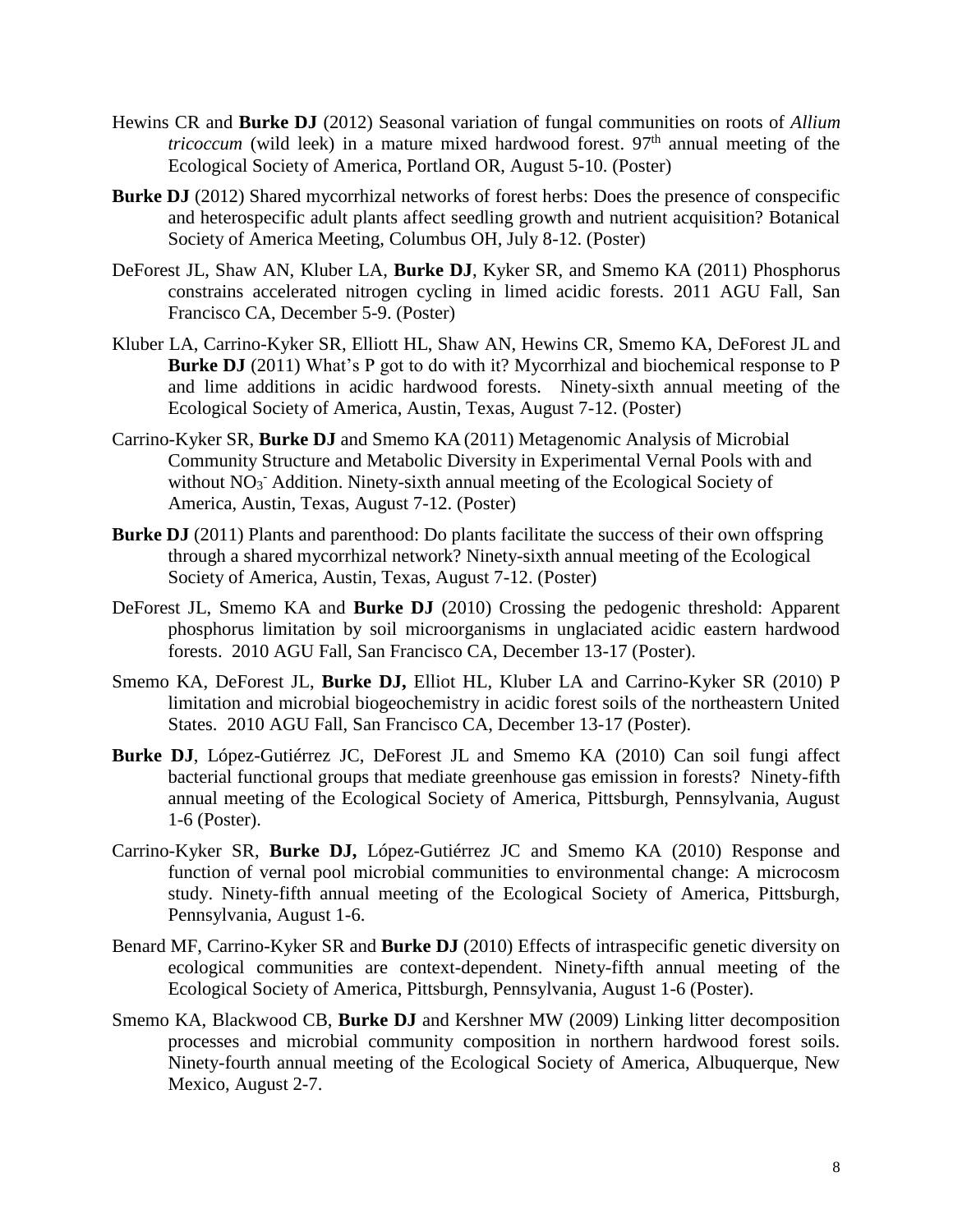Hewins CR and **Burke DJ** (2012) Seasonal variation of fungal communities on roots of *Allium tricoccum* (wild leek) in a mature mixed hardwood forest. 97th annual meeting of the Ecological Society of America, Portland OR, August 5-10. (Poster)

**Burke DJ** (2012) Shared mycorrhizal networks of forest herbs: Does the presence of conspecific and heterospecific adult plants affect seedling growth and nutrient acquisition? Botanical Society of America Meeting, Columbus OH, July 8-12. (Poster)

DeForest JL, Shaw AN, Kluber LA, **Burke DJ**, Kyker SR, and Smemo KA (2011) Phosphorus constrains accelerated nitrogen cycling in limed acidic forests. 2011 AGU Fall, San Francisco CA, December 5-9. (Poster)

Kluber LA, Carrino-Kyker SR, Elliott HL, Shaw AN, Hewins CR, Smemo KA, DeForest JL and **Burke DJ** (2011) What's P got to do with it? Mycorrhizal and biochemical response to P and lime additions in acidic hardwood forests. Ninety-sixth annual meeting of the Ecological Society of America, Austin, Texas, August 7-12. (Poster)

Carrino-Kyker SR, **Burke DJ** and Smemo KA (2011) Metagenomic Analysis of Microbial Community Structure and Metabolic Diversity in Experimental Vernal Pools with and without $NO_3^-$ Addition. Ninety-sixth annual meeting of the Ecological Society of America, Austin, Texas, August 7-12. (Poster)

**Burke DJ** (2011) Plants and parenthood: Do plants facilitate the success of their own offspring through a shared mycorrhizal network? Ninety-sixth annual meeting of the Ecological Society of America, Austin, Texas, August 7-12. (Poster)

DeForest JL, Smemo KA and **Burke DJ** (2010) Crossing the pedogenic threshold: Apparent phosphorus limitation by soil microorganisms in unglaciated acidic eastern hardwood forests. 2010 AGU Fall, San Francisco CA, December 13-17 (Poster).

Smemo KA, DeForest JL, **Burke DJ,** Elliot HL, Kluber LA and Carrino-Kyker SR (2010) P limitation and microbial biogeochemistry in acidic forest soils of the northeastern United States. 2010 AGU Fall, San Francisco CA, December 13-17 (Poster).

**Burke DJ**, López-Gutiérrez JC, DeForest JL and Smemo KA (2010) Can soil fungi affect bacterial functional groups that mediate greenhouse gas emission in forests? Ninety-fifth annual meeting of the Ecological Society of America, Pittsburgh, Pennsylvania, August 1-6 (Poster).

Carrino-Kyker SR, **Burke DJ,** López-Gutiérrez JC and Smemo KA (2010) Response and function of vernal pool microbial communities to environmental change: A microcosm study. Ninety-fifth annual meeting of the Ecological Society of America, Pittsburgh, Pennsylvania, August 1-6.

Benard MF, Carrino-Kyker SR and **Burke DJ** (2010) Effects of intraspecific genetic diversity on ecological communities are context-dependent. Ninety-fifth annual meeting of the Ecological Society of America, Pittsburgh, Pennsylvania, August 1-6 (Poster).

Smemo KA, Blackwood CB, **Burke DJ** and Kershner MW (2009) Linking litter decomposition processes and microbial community composition in northern hardwood forest soils. Ninety-fourth annual meeting of the Ecological Society of America, Albuquerque, New Mexico, August 2-7.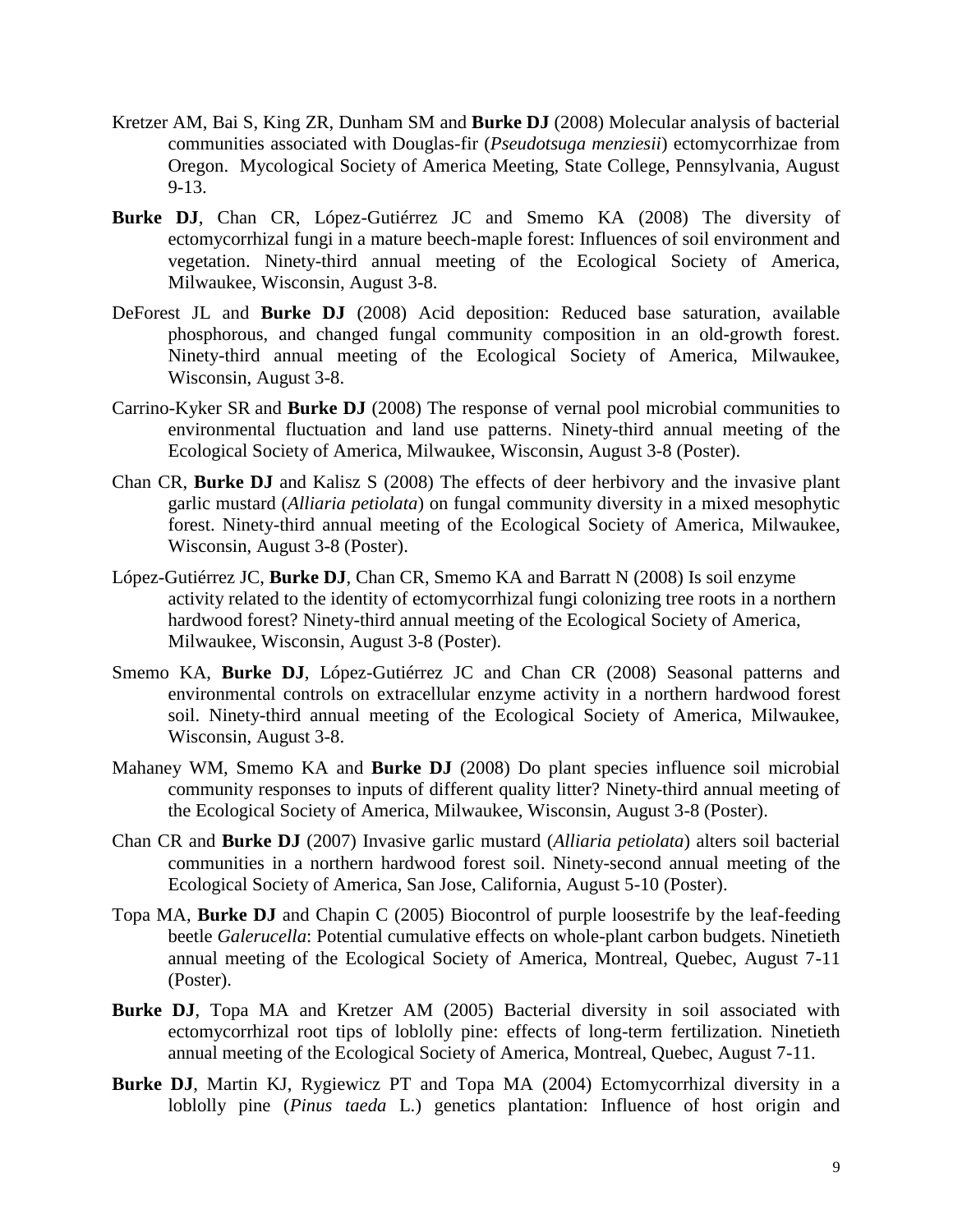Kretzer AM, Bai S, King ZR, Dunham SM and **Burke DJ** (2008) Molecular analysis of bacterial communities associated with Douglas-fir (*Pseudotsuga menziesii*) ectomycorrhizae from Oregon. Mycological Society of America Meeting, State College, Pennsylvania, August 9-13.

**Burke DJ**, Chan CR, López-Gutiérrez JC and Smemo KA (2008) The diversity of ectomycorrhizal fungi in a mature beech-maple forest: Influences of soil environment and vegetation. Ninety-third annual meeting of the Ecological Society of America, Milwaukee, Wisconsin, August 3-8.

DeForest JL and **Burke DJ** (2008) Acid deposition: Reduced base saturation, available phosphorous, and changed fungal community composition in an old-growth forest. Ninety-third annual meeting of the Ecological Society of America, Milwaukee, Wisconsin, August 3-8.

Carrino-Kyker SR and **Burke DJ** (2008) The response of vernal pool microbial communities to environmental fluctuation and land use patterns. Ninety-third annual meeting of the Ecological Society of America, Milwaukee, Wisconsin, August 3-8 (Poster).

Chan CR, **Burke DJ** and Kalisz S (2008) The effects of deer herbivory and the invasive plant garlic mustard (*Alliaria petiolata*) on fungal community diversity in a mixed mesophytic forest. Ninety-third annual meeting of the Ecological Society of America, Milwaukee, Wisconsin, August 3-8 (Poster).

López-Gutiérrez JC, **Burke DJ**, Chan CR, Smemo KA and Barratt N (2008) Is soil enzyme activity related to the identity of ectomycorrhizal fungi colonizing tree roots in a northern hardwood forest? Ninety-third annual meeting of the Ecological Society of America, Milwaukee, Wisconsin, August 3-8 (Poster).

Smemo KA, **Burke DJ**, López-Gutiérrez JC and Chan CR (2008) Seasonal patterns and environmental controls on extracellular enzyme activity in a northern hardwood forest soil. Ninety-third annual meeting of the Ecological Society of America, Milwaukee, Wisconsin, August 3-8.

Mahaney WM, Smemo KA and **Burke DJ** (2008) Do plant species influence soil microbial community responses to inputs of different quality litter? Ninety-third annual meeting of the Ecological Society of America, Milwaukee, Wisconsin, August 3-8 (Poster).

Chan CR and **Burke DJ** (2007) Invasive garlic mustard (*Alliaria petiolata*) alters soil bacterial communities in a northern hardwood forest soil. Ninety-second annual meeting of the Ecological Society of America, San Jose, California, August 5-10 (Poster).

Topa MA, **Burke DJ** and Chapin C (2005) Biocontrol of purple loosestrife by the leaf-feeding beetle *Galerucella*: Potential cumulative effects on whole-plant carbon budgets. Ninetieth annual meeting of the Ecological Society of America, Montreal, Quebec, August 7-11 (Poster).

**Burke DJ**, Topa MA and Kretzer AM (2005) Bacterial diversity in soil associated with ectomycorrhizal root tips of loblolly pine: effects of long-term fertilization. Ninetieth annual meeting of the Ecological Society of America, Montreal, Quebec, August 7-11.

**Burke DJ**, Martin KJ, Rygiewicz PT and Topa MA (2004) Ectomycorrhizal diversity in a loblolly pine (*Pinus taeda* L.) genetics plantation: Influence of host origin and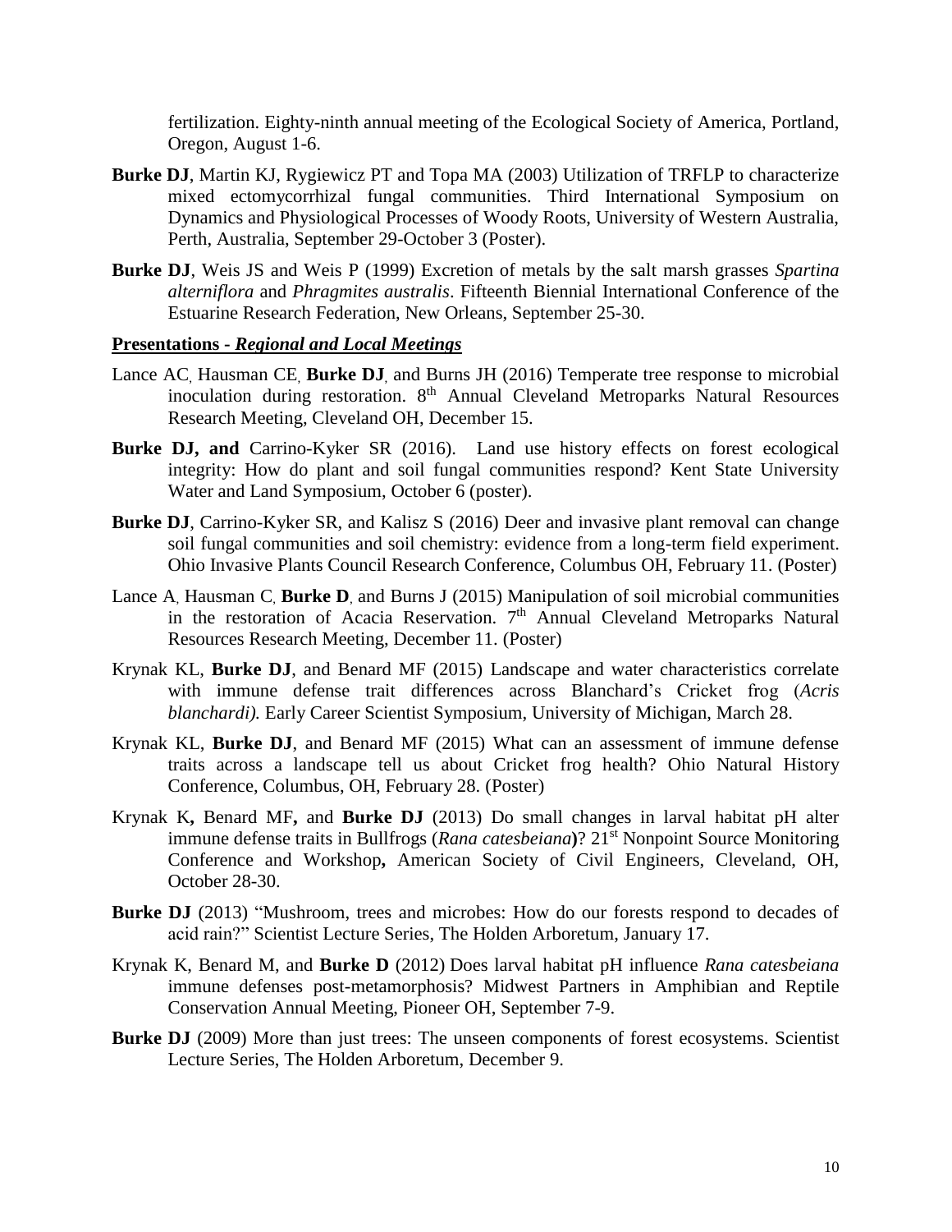fertilization. Eighty-ninth annual meeting of the Ecological Society of America, Portland, Oregon, August 1-6.

**Burke DJ**, Martin KJ, Rygiewicz PT and Topa MA (2003) Utilization of TRFLP to characterize mixed ectomycorrhizal fungal communities. Third International Symposium on Dynamics and Physiological Processes of Woody Roots, University of Western Australia, Perth, Australia, September 29-October 3 (Poster).

**Burke DJ**, Weis JS and Weis P (1999) Excretion of metals by the salt marsh grasses *Spartina alterniflora* and *Phragmites australis*. Fifteenth Biennial International Conference of the Estuarine Research Federation, New Orleans, September 25-30.

**Presentations - *Regional and Local Meetings***

Lance AC, Hausman CE, **Burke DJ**, and Burns JH (2016) Temperate tree response to microbial inoculation during restoration. 8th Annual Cleveland Metroparks Natural Resources Research Meeting, Cleveland OH, December 15.

**Burke DJ, and** Carrino-Kyker SR (2016). Land use history effects on forest ecological integrity: How do plant and soil fungal communities respond? Kent State University Water and Land Symposium, October 6 (poster).

**Burke DJ**, Carrino-Kyker SR, and Kalisz S (2016) Deer and invasive plant removal can change soil fungal communities and soil chemistry: evidence from a long-term field experiment. Ohio Invasive Plants Council Research Conference, Columbus OH, February 11. (Poster)

Lance A, Hausman C, **Burke D**, and Burns J (2015) Manipulation of soil microbial communities in the restoration of Acacia Reservation. 7th Annual Cleveland Metroparks Natural Resources Research Meeting, December 11. (Poster)

Krynak KL, **Burke DJ**, and Benard MF (2015) Landscape and water characteristics correlate with immune defense trait differences across Blanchard's Cricket frog (*Acris blanchardi).* Early Career Scientist Symposium, University of Michigan, March 28.

Krynak KL, **Burke DJ**, and Benard MF (2015) What can an assessment of immune defense traits across a landscape tell us about Cricket frog health? Ohio Natural History Conference, Columbus, OH, February 28. (Poster)

Krynak K**,** Benard MF**,** and **Burke DJ** (2013) Do small changes in larval habitat pH alter immune defense traits in Bullfrogs (*Rana catesbeiana***)**? 21st Nonpoint Source Monitoring Conference and Workshop**,** American Society of Civil Engineers, Cleveland, OH, October 28-30.

**Burke DJ** (2013) "Mushroom, trees and microbes: How do our forests respond to decades of acid rain?" Scientist Lecture Series, The Holden Arboretum, January 17.

Krynak K, Benard M, and **Burke D** (2012) Does larval habitat pH influence *Rana catesbeiana* immune defenses post-metamorphosis? Midwest Partners in Amphibian and Reptile Conservation Annual Meeting, Pioneer OH, September 7-9.

**Burke DJ** (2009) More than just trees: The unseen components of forest ecosystems. Scientist Lecture Series, The Holden Arboretum, December 9.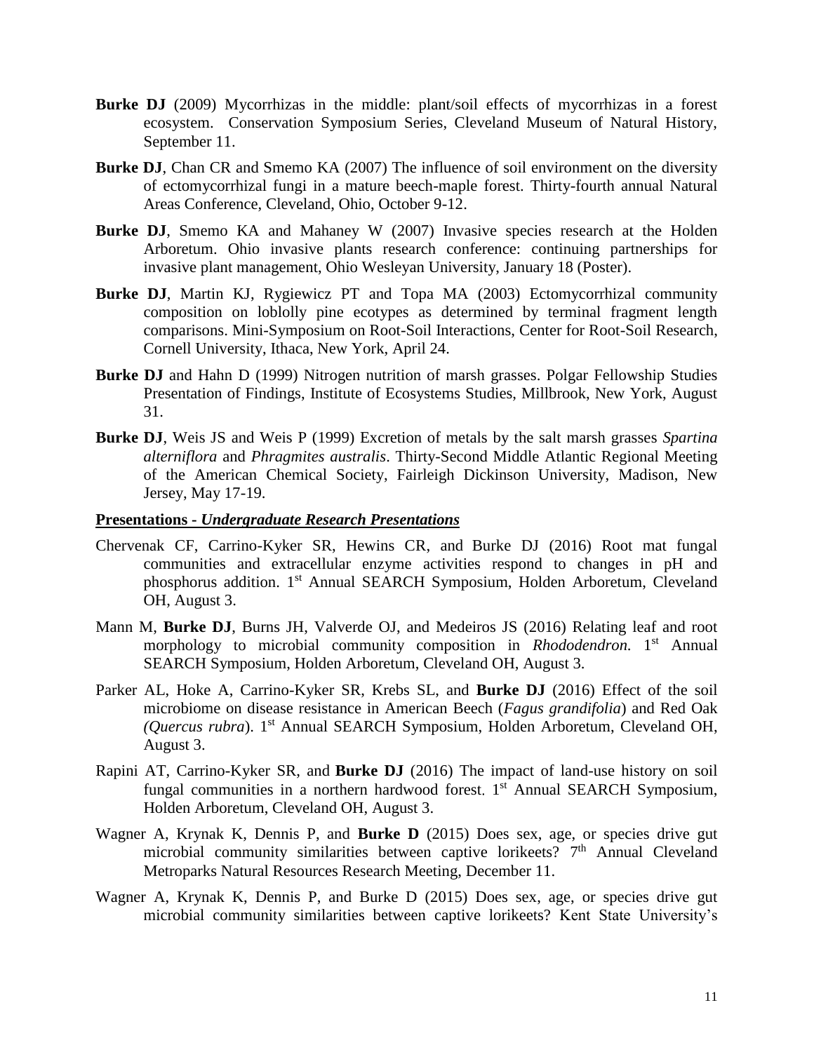**Burke DJ** (2009) Mycorrhizas in the middle: plant/soil effects of mycorrhizas in a forest ecosystem. Conservation Symposium Series, Cleveland Museum of Natural History, September 11.

**Burke DJ**, Chan CR and Smemo KA (2007) The influence of soil environment on the diversity of ectomycorrhizal fungi in a mature beech-maple forest. Thirty-fourth annual Natural Areas Conference, Cleveland, Ohio, October 9-12.

**Burke DJ**, Smemo KA and Mahaney W (2007) Invasive species research at the Holden Arboretum. Ohio invasive plants research conference: continuing partnerships for invasive plant management, Ohio Wesleyan University, January 18 (Poster).

**Burke DJ**, Martin KJ, Rygiewicz PT and Topa MA (2003) Ectomycorrhizal community composition on loblolly pine ecotypes as determined by terminal fragment length comparisons. Mini-Symposium on Root-Soil Interactions, Center for Root-Soil Research, Cornell University, Ithaca, New York, April 24.

**Burke DJ** and Hahn D (1999) Nitrogen nutrition of marsh grasses. Polgar Fellowship Studies Presentation of Findings, Institute of Ecosystems Studies, Millbrook, New York, August 31.

**Burke DJ**, Weis JS and Weis P (1999) Excretion of metals by the salt marsh grasses *Spartina alterniflora* and *Phragmites australis*. Thirty-Second Middle Atlantic Regional Meeting of the American Chemical Society, Fairleigh Dickinson University, Madison, New Jersey, May 17-19.

**Presentations -** ***Undergraduate Research Presentations***

Chervenak CF, Carrino-Kyker SR, Hewins CR, and Burke DJ (2016) Root mat fungal communities and extracellular enzyme activities respond to changes in pH and phosphorus addition. 1st Annual SEARCH Symposium, Holden Arboretum, Cleveland OH, August 3.

Mann M, **Burke DJ**, Burns JH, Valverde OJ, and Medeiros JS (2016) Relating leaf and root morphology to microbial community composition in *Rhododendron.* 1st Annual SEARCH Symposium, Holden Arboretum, Cleveland OH, August 3.

Parker AL, Hoke A, Carrino-Kyker SR, Krebs SL, and **Burke DJ** (2016) Effect of the soil microbiome on disease resistance in American Beech (*Fagus grandifolia*) and Red Oak (*Quercus rubra*). 1st Annual SEARCH Symposium, Holden Arboretum, Cleveland OH, August 3.

Rapini AT, Carrino-Kyker SR, and **Burke DJ** (2016) The impact of land-use history on soil fungal communities in a northern hardwood forest. 1st Annual SEARCH Symposium, Holden Arboretum, Cleveland OH, August 3.

Wagner A, Krynak K, Dennis P, and **Burke D** (2015) Does sex, age, or species drive gut microbial community similarities between captive lorikeets? 7th Annual Cleveland Metroparks Natural Resources Research Meeting, December 11.

Wagner A, Krynak K, Dennis P, and Burke D (2015) Does sex, age, or species drive gut microbial community similarities between captive lorikeets? Kent State University's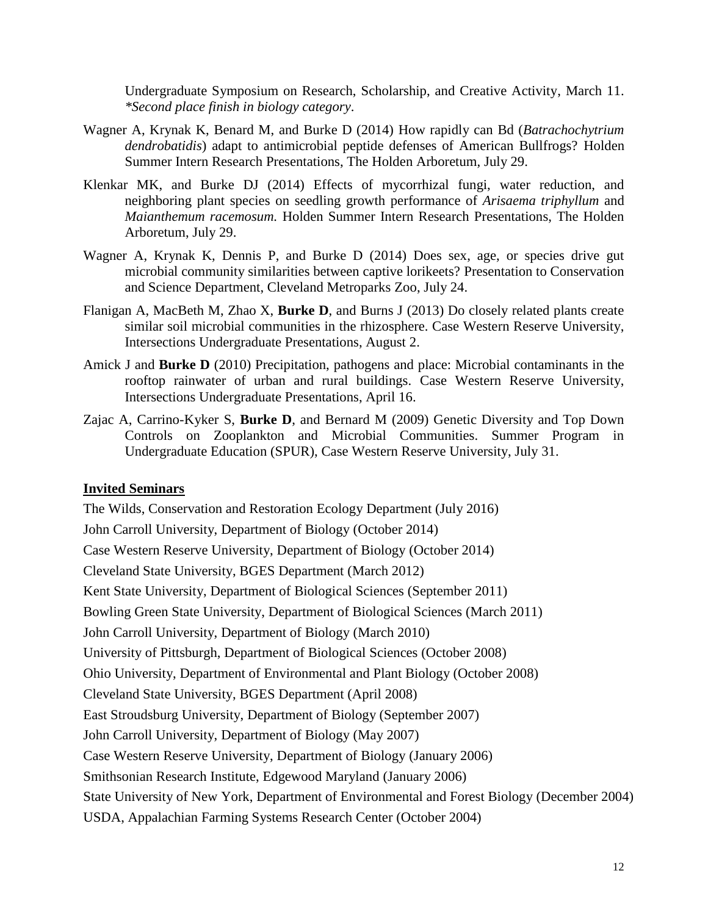Undergraduate Symposium on Research, Scholarship, and Creative Activity, March 11. *\*Second place finish in biology category*.

Wagner A, Krynak K, Benard M, and Burke D (2014) How rapidly can Bd (*Batrachochytrium dendrobatidis*) adapt to antimicrobial peptide defenses of American Bullfrogs? Holden Summer Intern Research Presentations, The Holden Arboretum, July 29.

Klenkar MK, and Burke DJ (2014) Effects of mycorrhizal fungi, water reduction, and neighboring plant species on seedling growth performance of *Arisaema triphyllum* and *Maianthemum racemosum.* Holden Summer Intern Research Presentations, The Holden Arboretum, July 29.

Wagner A, Krynak K, Dennis P, and Burke D (2014) Does sex, age, or species drive gut microbial community similarities between captive lorikeets? Presentation to Conservation and Science Department, Cleveland Metroparks Zoo, July 24.

Flanigan A, MacBeth M, Zhao X, **Burke D**, and Burns J (2013) Do closely related plants create similar soil microbial communities in the rhizosphere. Case Western Reserve University, Intersections Undergraduate Presentations, August 2.

Amick J and **Burke D** (2010) Precipitation, pathogens and place: Microbial contaminants in the rooftop rainwater of urban and rural buildings. Case Western Reserve University, Intersections Undergraduate Presentations, April 16.

Zajac A, Carrino-Kyker S, **Burke D**, and Bernard M (2009) Genetic Diversity and Top Down Controls on Zooplankton and Microbial Communities. Summer Program in Undergraduate Education (SPUR), Case Western Reserve University, July 31.

## Invited Seminars

The Wilds, Conservation and Restoration Ecology Department (July 2016)

John Carroll University, Department of Biology (October 2014)

Case Western Reserve University, Department of Biology (October 2014)

Cleveland State University, BGES Department (March 2012)

Kent State University, Department of Biological Sciences (September 2011)

Bowling Green State University, Department of Biological Sciences (March 2011)

John Carroll University, Department of Biology (March 2010)

University of Pittsburgh, Department of Biological Sciences (October 2008)

Ohio University, Department of Environmental and Plant Biology (October 2008)

Cleveland State University, BGES Department (April 2008)

East Stroudsburg University, Department of Biology (September 2007)

John Carroll University, Department of Biology (May 2007)

Case Western Reserve University, Department of Biology (January 2006)

Smithsonian Research Institute, Edgewood Maryland (January 2006)

State University of New York, Department of Environmental and Forest Biology (December 2004)

USDA, Appalachian Farming Systems Research Center (October 2004)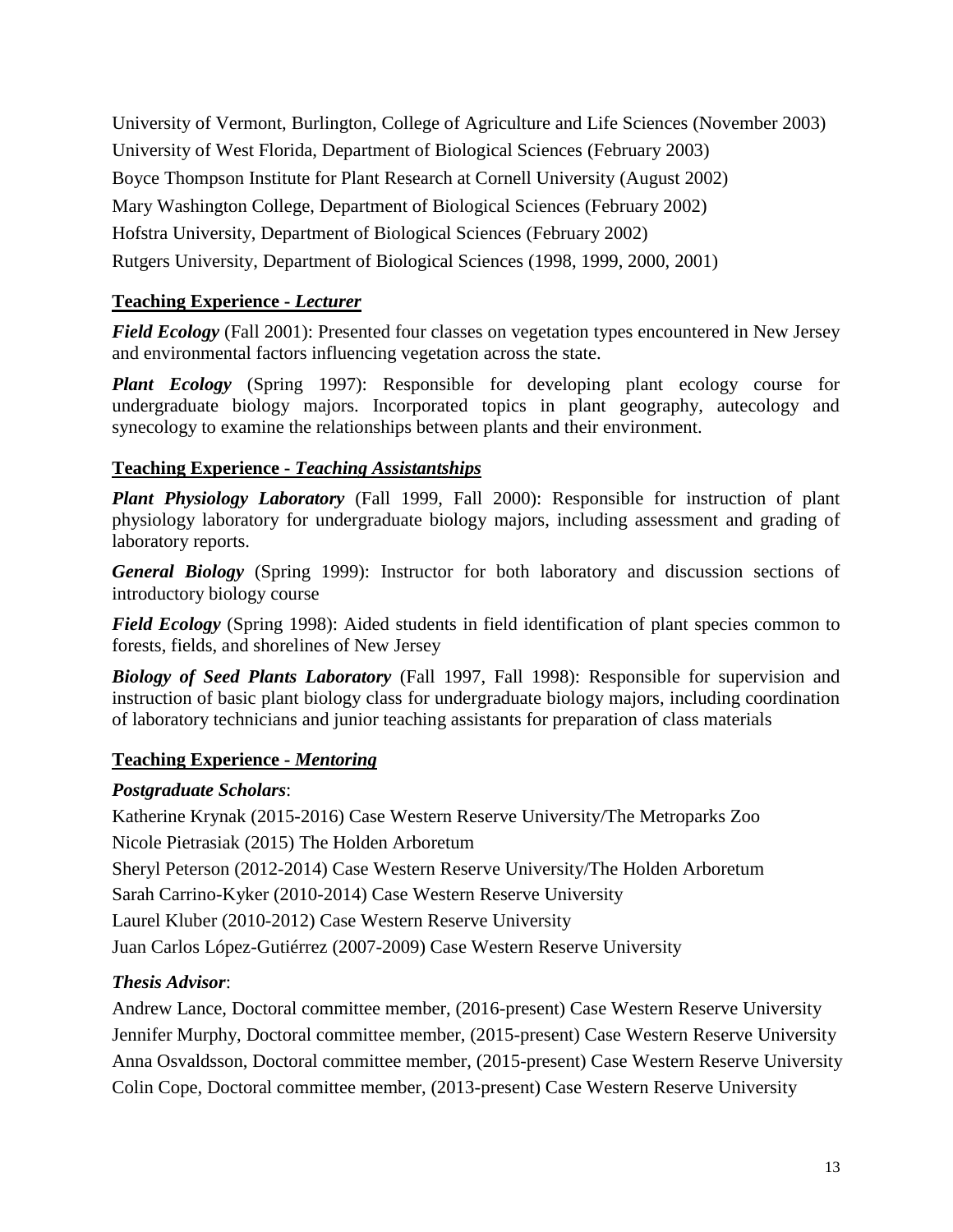University of Vermont, Burlington, College of Agriculture and Life Sciences (November 2003)

University of West Florida, Department of Biological Sciences (February 2003)

Boyce Thompson Institute for Plant Research at Cornell University (August 2002)

Mary Washington College, Department of Biological Sciences (February 2002)

Hofstra University, Department of Biological Sciences (February 2002)

Rutgers University, Department of Biological Sciences (1998, 1999, 2000, 2001)

## Teaching Experience - *Lecturer*

***Field Ecology*** (Fall 2001): Presented four classes on vegetation types encountered in New Jersey and environmental factors influencing vegetation across the state.

***Plant Ecology*** (Spring 1997): Responsible for developing plant ecology course for undergraduate biology majors. Incorporated topics in plant geography, autecology and synecology to examine the relationships between plants and their environment.

## Teaching Experience - *Teaching Assistantships*

***Plant Physiology Laboratory*** (Fall 1999, Fall 2000): Responsible for instruction of plant physiology laboratory for undergraduate biology majors, including assessment and grading of laboratory reports.

***General Biology*** (Spring 1999): Instructor for both laboratory and discussion sections of introductory biology course

***Field Ecology*** (Spring 1998): Aided students in field identification of plant species common to forests, fields, and shorelines of New Jersey

***Biology of Seed Plants Laboratory*** (Fall 1997, Fall 1998): Responsible for supervision and instruction of basic plant biology class for undergraduate biology majors, including coordination of laboratory technicians and junior teaching assistants for preparation of class materials

## Teaching Experience - *Mentoring*

***Postgraduate Scholars***:

Katherine Krynak (2015-2016) Case Western Reserve University/The Metroparks Zoo

Nicole Pietrasiak (2015) The Holden Arboretum

Sheryl Peterson (2012-2014) Case Western Reserve University/The Holden Arboretum

Sarah Carrino-Kyker (2010-2014) Case Western Reserve University

Laurel Kluber (2010-2012) Case Western Reserve University

Juan Carlos López-Gutiérrez (2007-2009) Case Western Reserve University

***Thesis Advisor***:

Andrew Lance, Doctoral committee member, (2016-present) Case Western Reserve University

Jennifer Murphy, Doctoral committee member, (2015-present) Case Western Reserve University

Anna Osvaldsson, Doctoral committee member, (2015-present) Case Western Reserve University

Colin Cope, Doctoral committee member, (2013-present) Case Western Reserve University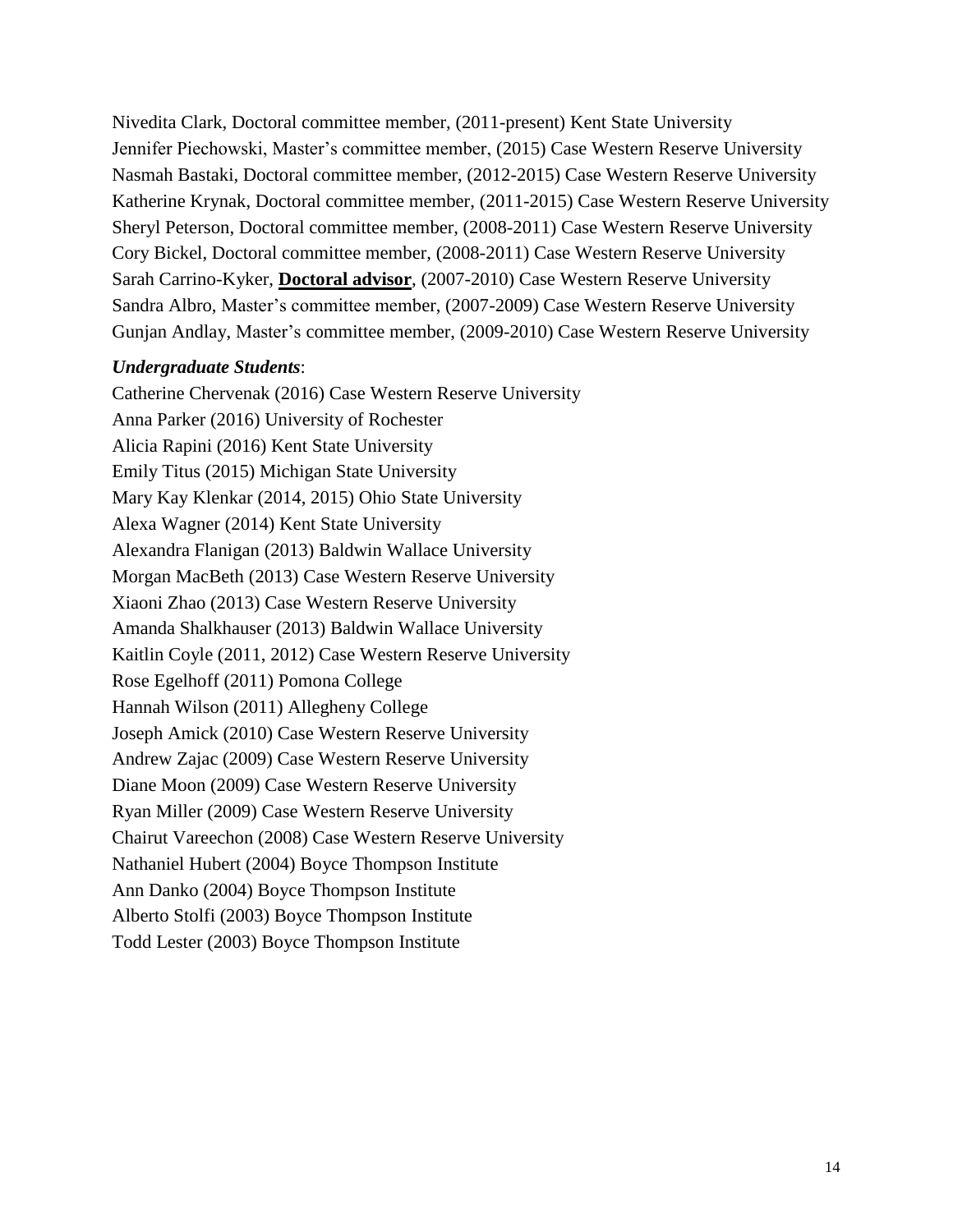Nivedita Clark, Doctoral committee member, (2011-present) Kent State University
Jennifer Piechowski, Master's committee member, (2015) Case Western Reserve University
Nasmah Bastaki, Doctoral committee member, (2012-2015) Case Western Reserve University
Katherine Krynak, Doctoral committee member, (2011-2015) Case Western Reserve University
Sheryl Peterson, Doctoral committee member, (2008-2011) Case Western Reserve University
Cory Bickel, Doctoral committee member, (2008-2011) Case Western Reserve University
Sarah Carrino-Kyker, **Doctoral advisor**, (2007-2010) Case Western Reserve University
Sandra Albro, Master's committee member, (2007-2009) Case Western Reserve University
Gunjan Andlay, Master's committee member, (2009-2010) Case Western Reserve University

***Undergraduate Students***:

Catherine Chervenak (2016) Case Western Reserve University
Anna Parker (2016) University of Rochester
Alicia Rapini (2016) Kent State University
Emily Titus (2015) Michigan State University
Mary Kay Klenkar (2014, 2015) Ohio State University
Alexa Wagner (2014) Kent State University
Alexandra Flanigan (2013) Baldwin Wallace University
Morgan MacBeth (2013) Case Western Reserve University
Xiaoni Zhao (2013) Case Western Reserve University
Amanda Shalkhauser (2013) Baldwin Wallace University
Kaitlin Coyle (2011, 2012) Case Western Reserve University
Rose Egelhoff (2011) Pomona College
Hannah Wilson (2011) Allegheny College
Joseph Amick (2010) Case Western Reserve University
Andrew Zajac (2009) Case Western Reserve University
Diane Moon (2009) Case Western Reserve University
Ryan Miller (2009) Case Western Reserve University
Chairut Vareechon (2008) Case Western Reserve University
Nathaniel Hubert (2004) Boyce Thompson Institute
Ann Danko (2004) Boyce Thompson Institute
Alberto Stolfi (2003) Boyce Thompson Institute
Todd Lester (2003) Boyce Thompson Institute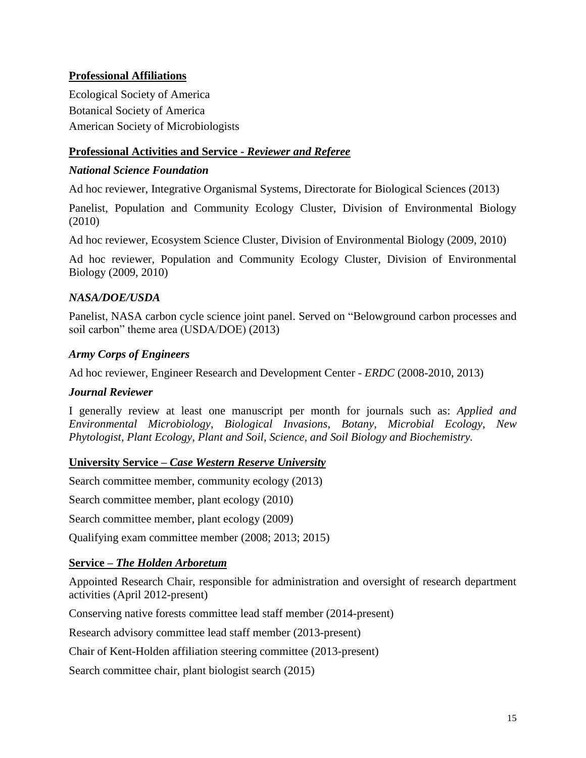## Professional Affiliations

Ecological Society of America

Botanical Society of America

American Society of Microbiologists

## Professional Activities and Service - *Reviewer and Referee*

### *National Science Foundation*

Ad hoc reviewer, Integrative Organismal Systems, Directorate for Biological Sciences (2013)

Panelist, Population and Community Ecology Cluster, Division of Environmental Biology (2010)

Ad hoc reviewer, Ecosystem Science Cluster, Division of Environmental Biology (2009, 2010)

Ad hoc reviewer, Population and Community Ecology Cluster, Division of Environmental Biology (2009, 2010)

### *NASA/DOE/USDA*

Panelist, NASA carbon cycle science joint panel. Served on "Belowground carbon processes and soil carbon" theme area (USDA/DOE) (2013)

### *Army Corps of Engineers*

Ad hoc reviewer, Engineer Research and Development Center - *ERDC* (2008-2010, 2013)

### *Journal Reviewer*

I generally review at least one manuscript per month for journals such as: *Applied and Environmental Microbiology*, *Biological Invasions*, *Botany*, *Microbial Ecology, New Phytologist, Plant Ecology, Plant and Soil*, *Science, and Soil Biology and Biochemistry.*

## University Service – *Case Western Reserve University*

Search committee member, community ecology (2013)

Search committee member, plant ecology (2010)

Search committee member, plant ecology (2009)

Qualifying exam committee member (2008; 2013; 2015)

## Service – *The Holden Arboretum*

Appointed Research Chair, responsible for administration and oversight of research department activities (April 2012-present)

Conserving native forests committee lead staff member (2014-present)

Research advisory committee lead staff member (2013-present)

Chair of Kent-Holden affiliation steering committee (2013-present)

Search committee chair, plant biologist search (2015)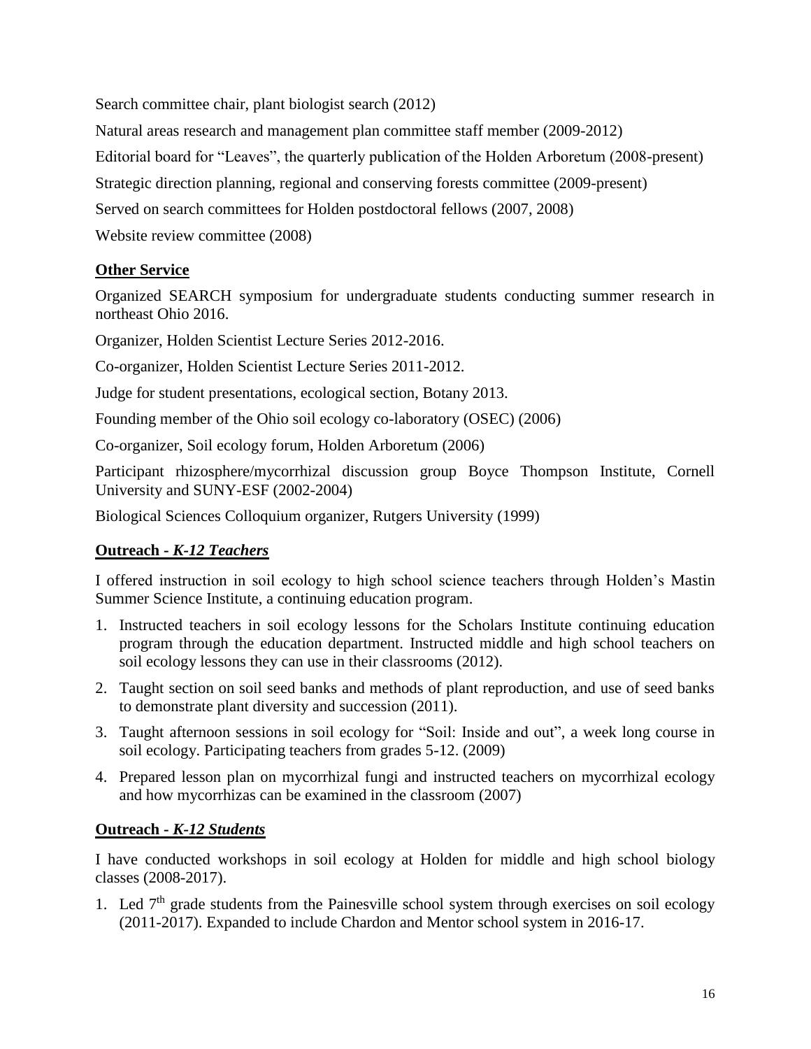Search committee chair, plant biologist search (2012)

Natural areas research and management plan committee staff member (2009-2012)

Editorial board for "Leaves", the quarterly publication of the Holden Arboretum (2008-present)

Strategic direction planning, regional and conserving forests committee (2009-present)

Served on search committees for Holden postdoctoral fellows (2007, 2008)

Website review committee (2008)

## **Other Service**

Organized SEARCH symposium for undergraduate students conducting summer research in northeast Ohio 2016.

Organizer, Holden Scientist Lecture Series 2012-2016.

Co-organizer, Holden Scientist Lecture Series 2011-2012.

Judge for student presentations, ecological section, Botany 2013.

Founding member of the Ohio soil ecology co-laboratory (OSEC) (2006)

Co-organizer, Soil ecology forum, Holden Arboretum (2006)

Participant rhizosphere/mycorrhizal discussion group Boyce Thompson Institute, Cornell University and SUNY-ESF (2002-2004)

Biological Sciences Colloquium organizer, Rutgers University (1999)

## **Outreach -** ***K-12 Teachers***

I offered instruction in soil ecology to high school science teachers through Holden's Mastin Summer Science Institute, a continuing education program.

1. Instructed teachers in soil ecology lessons for the Scholars Institute continuing education program through the education department. Instructed middle and high school teachers on soil ecology lessons they can use in their classrooms (2012).
2. Taught section on soil seed banks and methods of plant reproduction, and use of seed banks to demonstrate plant diversity and succession (2011).
3. Taught afternoon sessions in soil ecology for "Soil: Inside and out", a week long course in soil ecology. Participating teachers from grades 5-12. (2009)
4. Prepared lesson plan on mycorrhizal fungi and instructed teachers on mycorrhizal ecology and how mycorrhizas can be examined in the classroom (2007)

## **Outreach -** ***K-12 Students***

I have conducted workshops in soil ecology at Holden for middle and high school biology classes (2008-2017).

1. Led 7th grade students from the Painesville school system through exercises on soil ecology (2011-2017). Expanded to include Chardon and Mentor school system in 2016-17.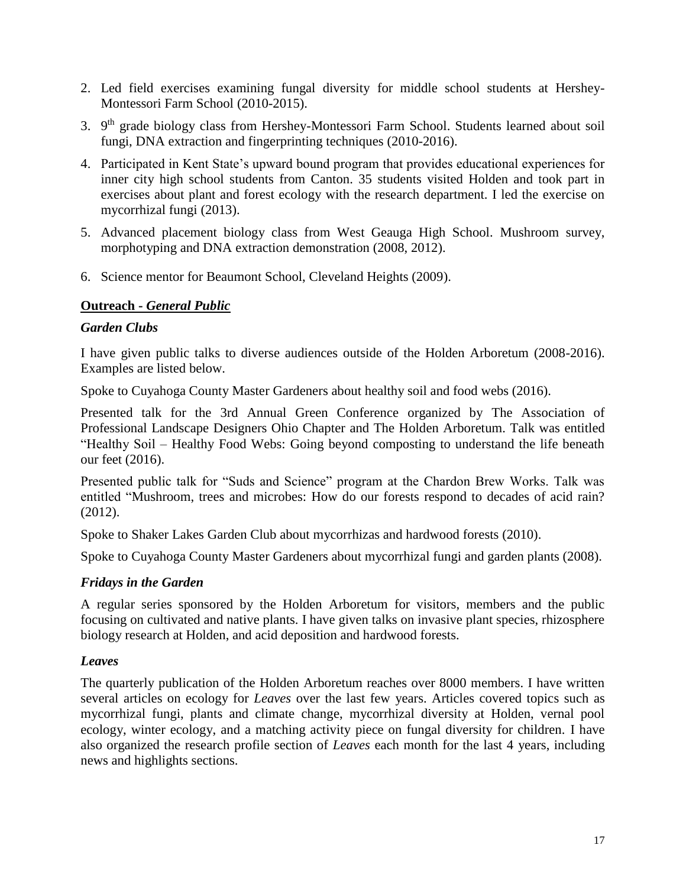2. Led field exercises examining fungal diversity for middle school students at Hershey-Montessori Farm School (2010-2015).
3. 9th grade biology class from Hershey-Montessori Farm School. Students learned about soil fungi, DNA extraction and fingerprinting techniques (2010-2016).
4. Participated in Kent State's upward bound program that provides educational experiences for inner city high school students from Canton. 35 students visited Holden and took part in exercises about plant and forest ecology with the research department. I led the exercise on mycorrhizal fungi (2013).
5. Advanced placement biology class from West Geauga High School. Mushroom survey, morphotyping and DNA extraction demonstration (2008, 2012).
6. Science mentor for Beaumont School, Cleveland Heights (2009).

## Outreach - *General Public*

### *Garden Clubs*

I have given public talks to diverse audiences outside of the Holden Arboretum (2008-2016). Examples are listed below.

Spoke to Cuyahoga County Master Gardeners about healthy soil and food webs (2016).

Presented talk for the 3rd Annual Green Conference organized by The Association of Professional Landscape Designers Ohio Chapter and The Holden Arboretum. Talk was entitled "Healthy Soil – Healthy Food Webs: Going beyond composting to understand the life beneath our feet (2016).

Presented public talk for "Suds and Science" program at the Chardon Brew Works. Talk was entitled "Mushroom, trees and microbes: How do our forests respond to decades of acid rain? (2012).

Spoke to Shaker Lakes Garden Club about mycorrhizas and hardwood forests (2010).

Spoke to Cuyahoga County Master Gardeners about mycorrhizal fungi and garden plants (2008).

### *Fridays in the Garden*

A regular series sponsored by the Holden Arboretum for visitors, members and the public focusing on cultivated and native plants. I have given talks on invasive plant species, rhizosphere biology research at Holden, and acid deposition and hardwood forests.

### *Leaves*

The quarterly publication of the Holden Arboretum reaches over 8000 members. I have written several articles on ecology for *Leaves* over the last few years. Articles covered topics such as mycorrhizal fungi, plants and climate change, mycorrhizal diversity at Holden, vernal pool ecology, winter ecology, and a matching activity piece on fungal diversity for children. I have also organized the research profile section of *Leaves* each month for the last 4 years, including news and highlights sections.